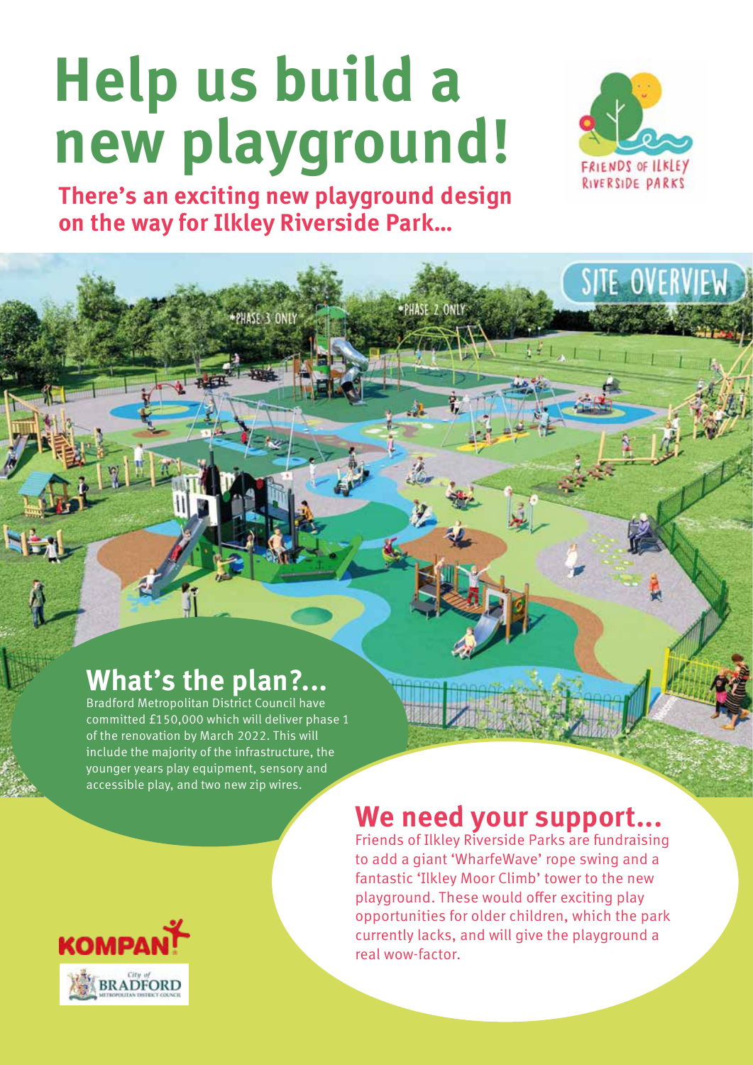# Help us build a new playground!

**There's an exciting new playground design on the way for Ilkley Riverside Park...**

FRIENDS OF ILKLEY RIVERSIDE PARKS

SITE OVERVIEW

*PHASE 3 ONLY

*PHASE 2 ONLY

## What's the plan?...

Bradford Metropolitan District Council have committed £150,000 which will deliver phase 1 of the renovation by March 2022. This will include the majority of the infrastructure, the younger years play equipment, sensory and accessible play, and two new zip wires.

## We need your support...

Friends of Ilkley Riverside Parks are fundraising to add a giant 'WharfeWave' rope swing and a fantastic 'Ilkley Moor Climb' tower to the new playground. These would offer exciting play opportunities for older children, which the park currently lacks, and will give the playground a real wow-factor.

KOMPAN

City of BRADFORD METROPOLITAN DISTRICT COUNCIL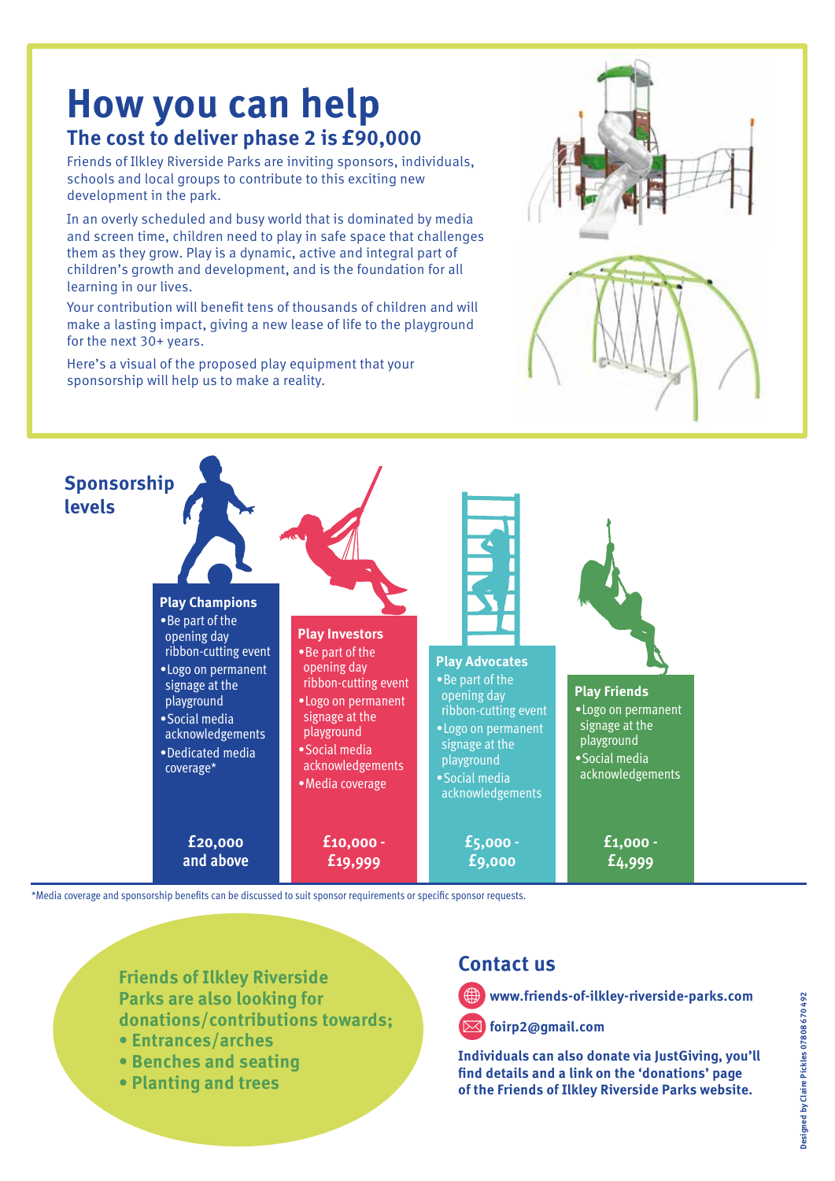# How you can help

## The cost to deliver phase 2 is £90,000

Friends of Ilkley Riverside Parks are inviting sponsors, individuals, schools and local groups to contribute to this exciting new development in the park.

In an overly scheduled and busy world that is dominated by media and screen time, children need to play in safe space that challenges them as they grow. Play is a dynamic, active and integral part of children's growth and development, and is the foundation for all learning in our lives.

Your contribution will benefit tens of thousands of children and will make a lasting impact, giving a new lease of life to the playground for the next 30+ years.

Here's a visual of the proposed play equipment that your sponsorship will help us to make a reality.

## Sponsorship levels

### Play Champions

- Be part of the opening day ribbon-cutting event
- Logo on permanent signage at the playground
- Social media acknowledgements
- Dedicated media coverage*

**£20,000 and above**

### Play Investors

- Be part of the opening day ribbon-cutting event
- Logo on permanent signage at the playground
- Social media acknowledgements
- Media coverage

**£10,000 - £19,999**

### Play Advocates

- Be part of the opening day ribbon-cutting event
- Logo on permanent signage at the playground
- Social media acknowledgements

**£5,000 - £9,000**

### Play Friends

- Logo on permanent signage at the playground
- Social media acknowledgements

**£1,000 - £4,999**

*Media coverage and sponsorship benefits can be discussed to suit sponsor requirements or specific sponsor requests.

**Friends of Ilkley Riverside Parks are also looking for donations/contributions towards;**

- **Entrances/arches**
- **Benches and seating**
- **Planting and trees**

## Contact us

**www.friends-of-ilkley-riverside-parks.com**

**foirp2@gmail.com**

**Individuals can also donate via JustGiving, you'll find details and a link on the 'donations' page of the Friends of Ilkley Riverside Parks website.**

Designed by Claire Pickles 07808 670 492